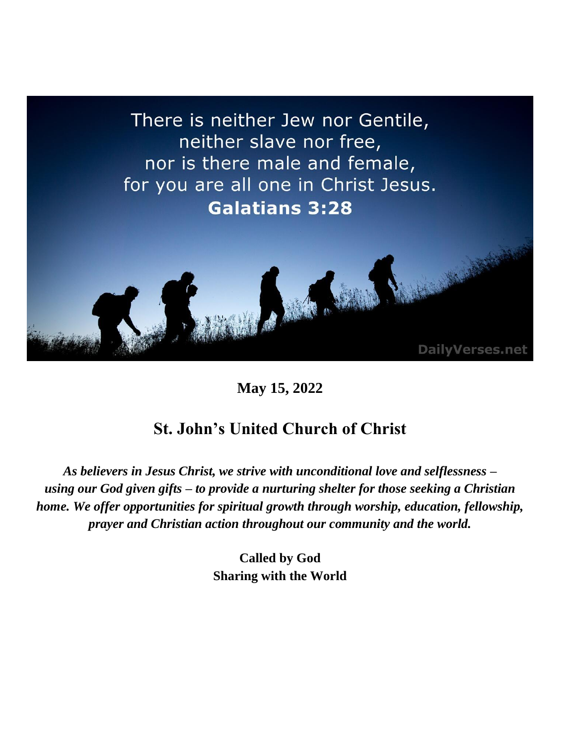There is neither Jew nor Gentile,
neither slave nor free,
nor is there male and female,
for you are all one in Christ Jesus.
**Galatians 3:28**

DailyVerses.net

**May 15, 2022**

## St. John's United Church of Christ

***As believers in Jesus Christ, we strive with unconditional love and selflessness – using our God given gifts – to provide a nurturing shelter for those seeking a Christian home. We offer opportunities for spiritual growth through worship, education, fellowship, prayer and Christian action throughout our community and the world.***

**Called by God**
**Sharing with the World**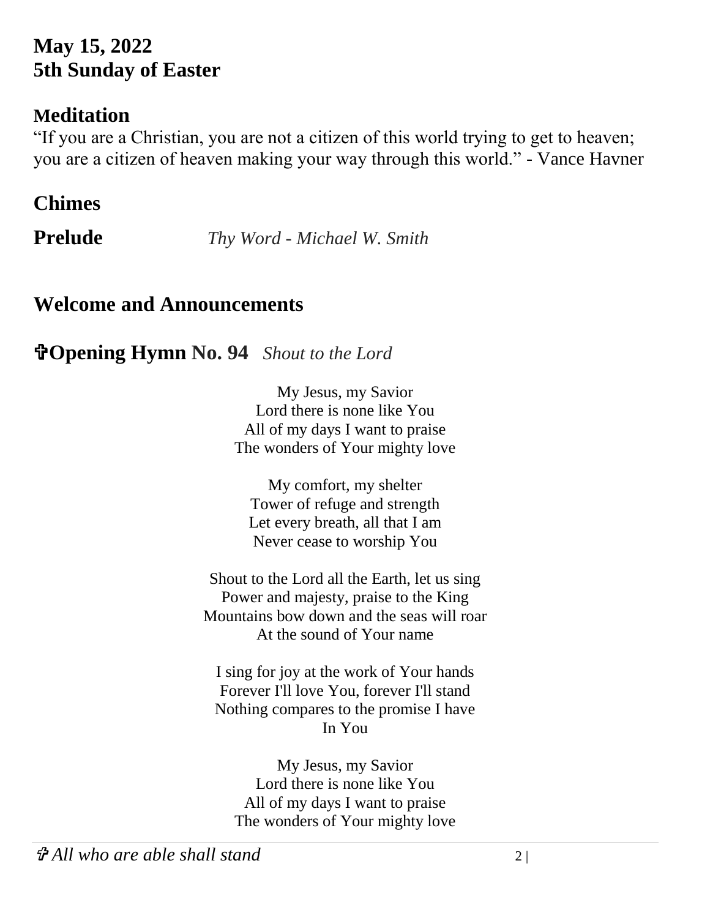## May 15, 2022
## 5th Sunday of Easter

### Meditation

"If you are a Christian, you are not a citizen of this world trying to get to heaven; you are a citizen of heaven making your way through this world." - Vance Havner

### Chimes

**Prelude** *Thy Word - Michael W. Smith*

### Welcome and Announcements

### ✞Opening Hymn No. 94 *Shout to the Lord*

My Jesus, my Savior
Lord there is none like You
All of my days I want to praise
The wonders of Your mighty love

My comfort, my shelter
Tower of refuge and strength
Let every breath, all that I am
Never cease to worship You

Shout to the Lord all the Earth, let us sing
Power and majesty, praise to the King
Mountains bow down and the seas will roar
At the sound of Your name

I sing for joy at the work of Your hands
Forever I'll love You, forever I'll stand
Nothing compares to the promise I have
In You

My Jesus, my Savior
Lord there is none like You
All of my days I want to praise
The wonders of Your mighty love

*✞ All who are able shall stand*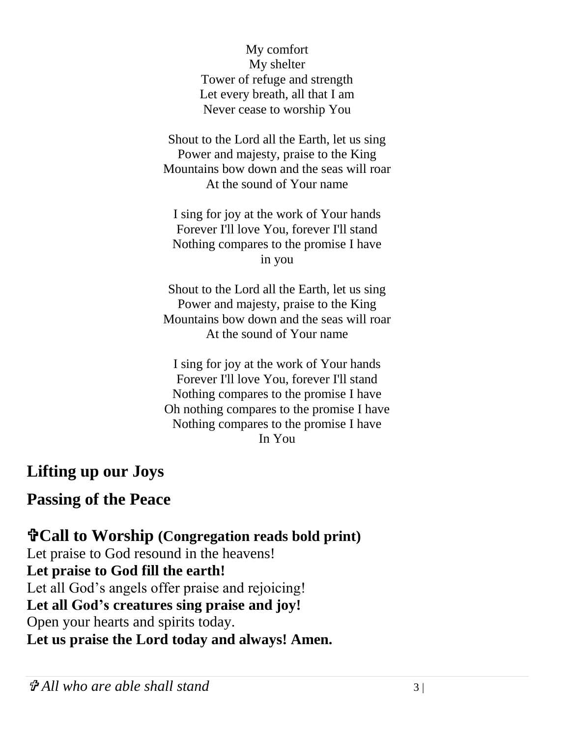My comfort
My shelter
Tower of refuge and strength
Let every breath, all that I am
Never cease to worship You

Shout to the Lord all the Earth, let us sing
Power and majesty, praise to the King
Mountains bow down and the seas will roar
At the sound of Your name

I sing for joy at the work of Your hands
Forever I'll love You, forever I'll stand
Nothing compares to the promise I have
in you

Shout to the Lord all the Earth, let us sing
Power and majesty, praise to the King
Mountains bow down and the seas will roar
At the sound of Your name

I sing for joy at the work of Your hands
Forever I'll love You, forever I'll stand
Nothing compares to the promise I have
Oh nothing compares to the promise I have
Nothing compares to the promise I have
In You

## Lifting up our Joys

## Passing of the Peace

## ✞Call to Worship (Congregation reads bold print)

Let praise to God resound in the heavens!
**Let praise to God fill the earth!**
Let all God's angels offer praise and rejoicing!
**Let all God's creatures sing praise and joy!**
Open your hearts and spirits today.
**Let us praise the Lord today and always! Amen.**

*✞ All who are able shall stand*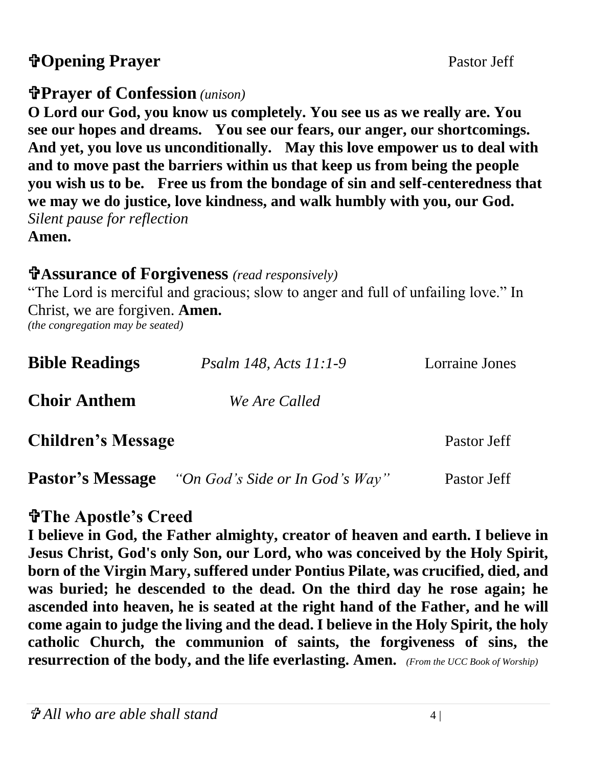## ✞Opening Prayer — Pastor Jeff

## ✞Prayer of Confession *(unison)*

**O Lord our God, you know us completely. You see us as we really are. You see our hopes and dreams. You see our fears, our anger, our shortcomings. And yet, you love us unconditionally. May this love empower us to deal with and to move past the barriers within us that keep us from being the people you wish us to be. Free us from the bondage of sin and self-centeredness that we may we do justice, love kindness, and walk humbly with you, our God.**
*Silent pause for reflection*
**Amen.**

## ✞Assurance of Forgiveness *(read responsively)*

"The Lord is merciful and gracious; slow to anger and full of unfailing love." In Christ, we are forgiven. **Amen.**
*(the congregation may be seated)*

**Bible Readings** *Psalm 148, Acts 11:1-9* Lorraine Jones

**Choir Anthem** *We Are Called*

**Children's Message** Pastor Jeff

**Pastor's Message** *"On God's Side or In God's Way"* Pastor Jeff

## ✞The Apostle's Creed

**I believe in God, the Father almighty, creator of heaven and earth. I believe in Jesus Christ, God's only Son, our Lord, who was conceived by the Holy Spirit, born of the Virgin Mary, suffered under Pontius Pilate, was crucified, died, and was buried; he descended to the dead. On the third day he rose again; he ascended into heaven, he is seated at the right hand of the Father, and he will come again to judge the living and the dead. I believe in the Holy Spirit, the holy catholic Church, the communion of saints, the forgiveness of sins, the resurrection of the body, and the life everlasting. Amen.** *(From the UCC Book of Worship)*

*✞ All who are able shall stand*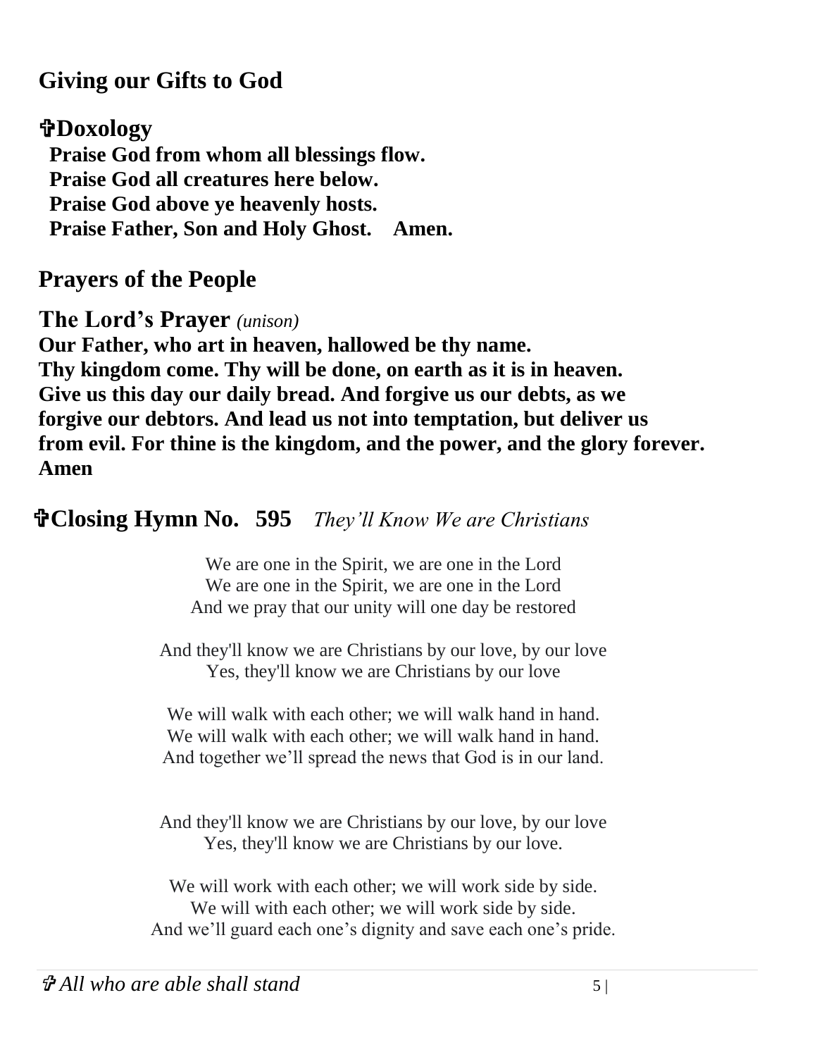## Giving our Gifts to God

## ✞Doxology

**Praise God from whom all blessings flow.**
**Praise God all creatures here below.**
**Praise God above ye heavenly hosts.**
**Praise Father, Son and Holy Ghost. Amen.**

## Prayers of the People

## The Lord's Prayer *(unison)*

**Our Father, who art in heaven, hallowed be thy name.**
**Thy kingdom come. Thy will be done, on earth as it is in heaven.**
**Give us this day our daily bread. And forgive us our debts, as we forgive our debtors. And lead us not into temptation, but deliver us from evil. For thine is the kingdom, and the power, and the glory forever.**
**Amen**

## ✞Closing Hymn No. 595 *They'll Know We are Christians*

We are one in the Spirit, we are one in the Lord
We are one in the Spirit, we are one in the Lord
And we pray that our unity will one day be restored

And they'll know we are Christians by our love, by our love
Yes, they'll know we are Christians by our love

We will walk with each other; we will walk hand in hand.
We will walk with each other; we will walk hand in hand.
And together we'll spread the news that God is in our land.

And they'll know we are Christians by our love, by our love
Yes, they'll know we are Christians by our love.

We will work with each other; we will work side by side.
We will with each other; we will work side by side.
And we'll guard each one's dignity and save each one's pride.

*✞ All who are able shall stand*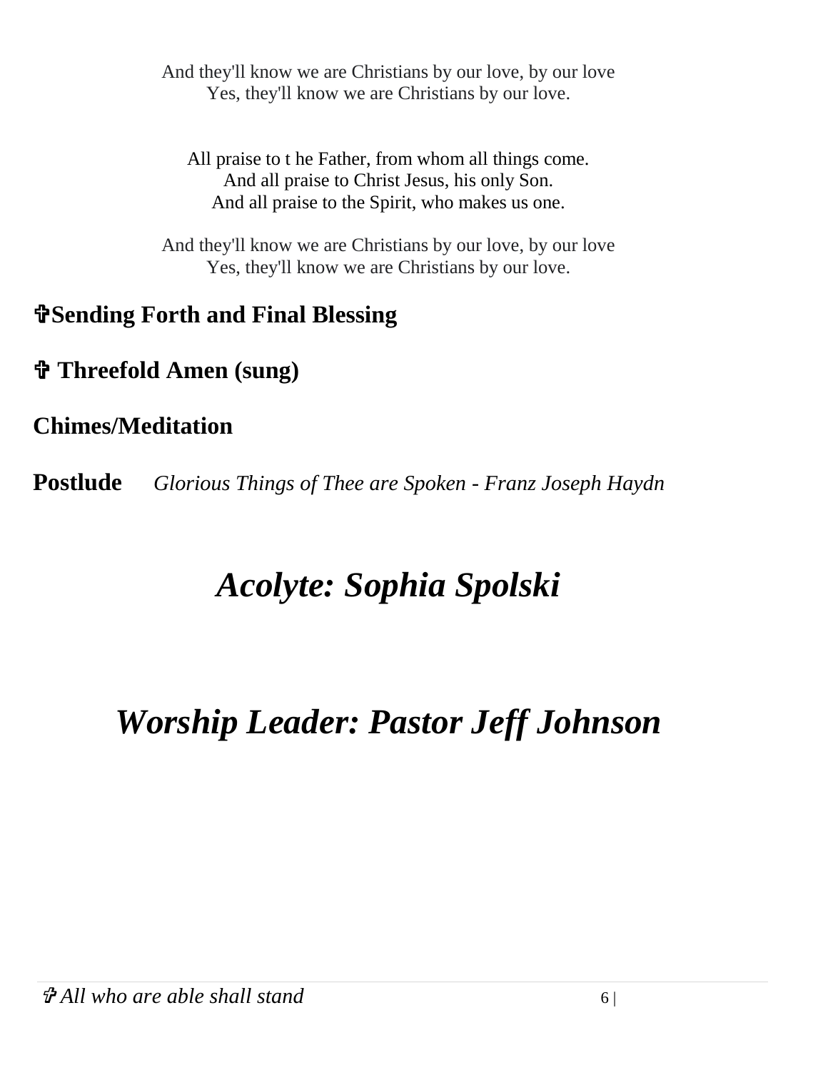And they'll know we are Christians by our love, by our love  
Yes, they'll know we are Christians by our love.

All praise to t he Father, from whom all things come.  
And all praise to Christ Jesus, his only Son.  
And all praise to the Spirit, who makes us one.

And they'll know we are Christians by our love, by our love  
Yes, they'll know we are Christians by our love.

**✞Sending Forth and Final Blessing**

**✞ Threefold Amen (sung)**

**Chimes/Meditation**

**Postlude** *Glorious Things of Thee are Spoken - Franz Joseph Haydn*

## *Acolyte: Sophia Spolski*

## *Worship Leader: Pastor Jeff Johnson*

*✞ All who are able shall stand*